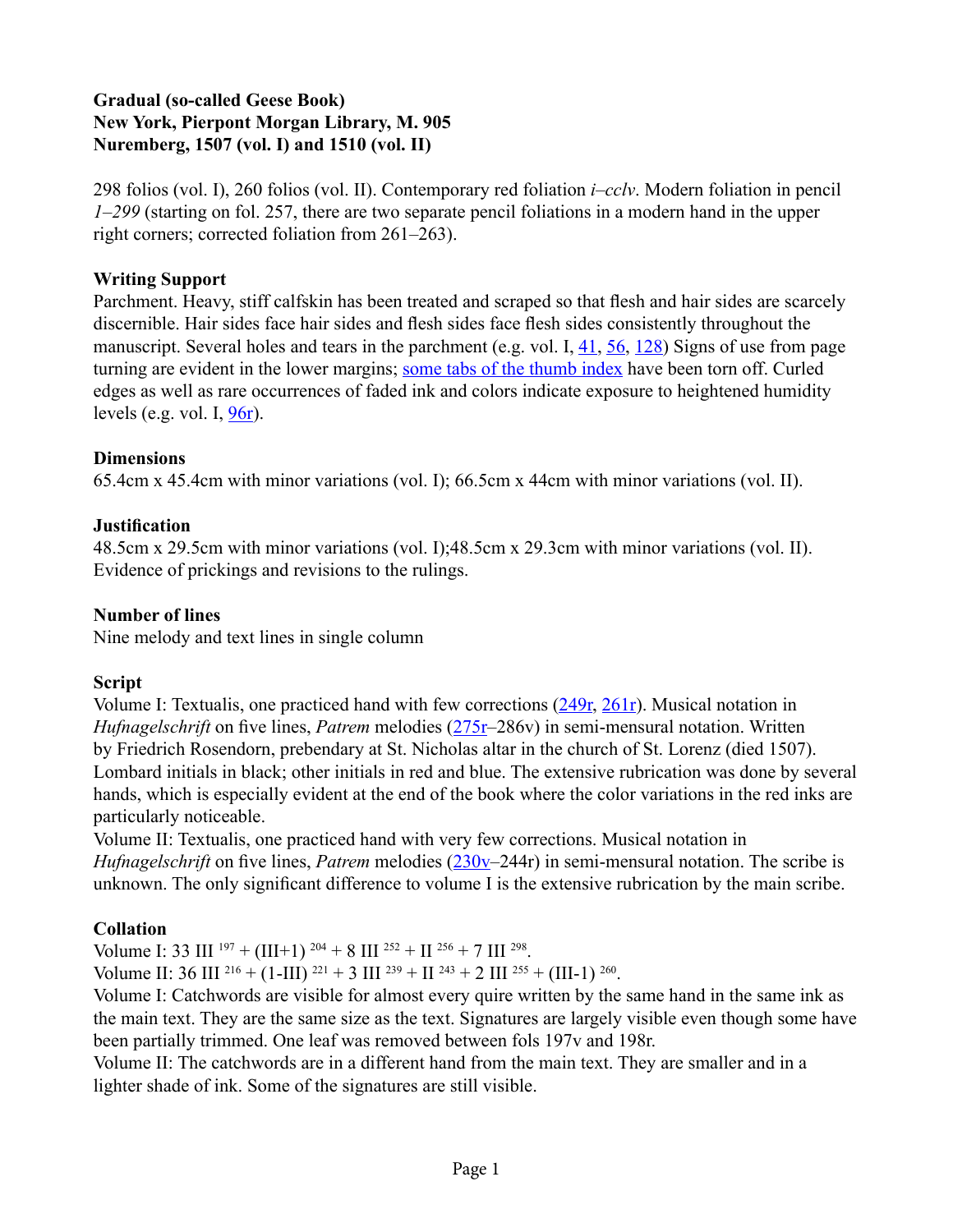**Gradual (so-called Geese Book)**
**New York, Pierpont Morgan Library, M. 905**
**Nuremberg, 1507 (vol. I) and 1510 (vol. II)**

298 folios (vol. I), 260 folios (vol. II). Contemporary red foliation *i–cclv*. Modern foliation in pencil *1–299* (starting on fol. 257, there are two separate pencil foliations in a modern hand in the upper right corners; corrected foliation from 261–263).

### Writing Support

Parchment. Heavy, stiff calfskin has been treated and scraped so that flesh and hair sides are scarcely discernible. Hair sides face hair sides and flesh sides face flesh sides consistently throughout the manuscript. Several holes and tears in the parchment (e.g. vol. I, 41, 56, 128) Signs of use from page turning are evident in the lower margins; some tabs of the thumb index have been torn off. Curled edges as well as rare occurrences of faded ink and colors indicate exposure to heightened humidity levels (e.g. vol. I, 96r).

### Dimensions

65.4cm x 45.4cm with minor variations (vol. I); 66.5cm x 44cm with minor variations (vol. II).

### Justification

48.5cm x 29.5cm with minor variations (vol. I);48.5cm x 29.3cm with minor variations (vol. II). Evidence of prickings and revisions to the rulings.

### Number of lines

Nine melody and text lines in single column

### Script

Volume I: Textualis, one practiced hand with few corrections (249r, 261r). Musical notation in *Hufnagelschrift* on five lines, *Patrem* melodies (275r–286v) in semi-mensural notation. Written by Friedrich Rosendorn, prebendary at St. Nicholas altar in the church of St. Lorenz (died 1507). Lombard initials in black; other initials in red and blue. The extensive rubrication was done by several hands, which is especially evident at the end of the book where the color variations in the red inks are particularly noticeable.

Volume II: Textualis, one practiced hand with very few corrections. Musical notation in *Hufnagelschrift* on five lines, *Patrem* melodies (230v–244r) in semi-mensural notation. The scribe is unknown. The only significant difference to volume I is the extensive rubrication by the main scribe.

### Collation

Volume I: 33 III $^{197}$ + (III+1) $^{204}$ + 8 III $^{252}$ + II $^{256}$ + 7 III $^{298}$.

Volume II: 36 III $^{216}$ + (1-III) $^{221}$ + 3 III $^{239}$ + II $^{243}$ + 2 III $^{255}$ + (III-1) $^{260}$.

Volume I: Catchwords are visible for almost every quire written by the same hand in the same ink as the main text. They are the same size as the text. Signatures are largely visible even though some have been partially trimmed. One leaf was removed between fols 197v and 198r.

Volume II: The catchwords are in a different hand from the main text. They are smaller and in a lighter shade of ink. Some of the signatures are still visible.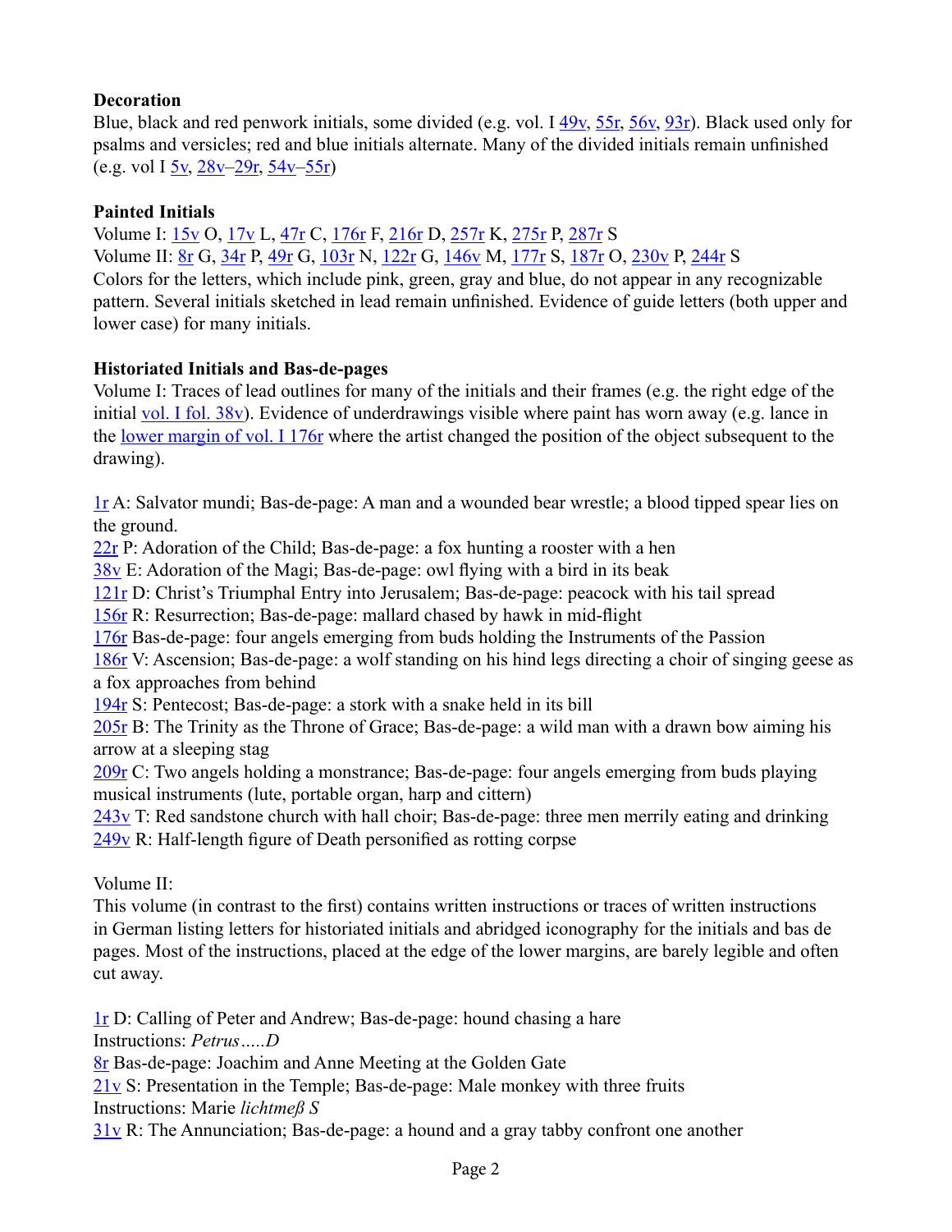**Decoration**

Blue, black and red penwork initials, some divided (e.g. vol. I 49v, 55r, 56v, 93r). Black used only for psalms and versicles; red and blue initials alternate. Many of the divided initials remain unfinished (e.g. vol I 5v, 28v–29r, 54v–55r)

**Painted Initials**

Volume I: 15v O, 17v L, 47r C, 176r F, 216r D, 257r K, 275r P, 287r S
Volume II: 8r G, 34r P, 49r G, 103r N, 122r G, 146v M, 177r S, 187r O, 230v P, 244r S
Colors for the letters, which include pink, green, gray and blue, do not appear in any recognizable pattern. Several initials sketched in lead remain unfinished. Evidence of guide letters (both upper and lower case) for many initials.

**Historiated Initials and Bas-de-pages**

Volume I: Traces of lead outlines for many of the initials and their frames (e.g. the right edge of the initial vol. I fol. 38v). Evidence of underdrawings visible where paint has worn away (e.g. lance in the lower margin of vol. I 176r where the artist changed the position of the object subsequent to the drawing).

1r A: Salvator mundi; Bas-de-page: A man and a wounded bear wrestle; a blood tipped spear lies on the ground.
22r P: Adoration of the Child; Bas-de-page: a fox hunting a rooster with a hen
38v E: Adoration of the Magi; Bas-de-page: owl flying with a bird in its beak
121r D: Christ's Triumphal Entry into Jerusalem; Bas-de-page: peacock with his tail spread
156r R: Resurrection; Bas-de-page: mallard chased by hawk in mid-flight
176r Bas-de-page: four angels emerging from buds holding the Instruments of the Passion
186r V: Ascension; Bas-de-page: a wolf standing on his hind legs directing a choir of singing geese as a fox approaches from behind
194r S: Pentecost; Bas-de-page: a stork with a snake held in its bill
205r B: The Trinity as the Throne of Grace; Bas-de-page: a wild man with a drawn bow aiming his arrow at a sleeping stag
209r C: Two angels holding a monstrance; Bas-de-page: four angels emerging from buds playing musical instruments (lute, portable organ, harp and cittern)
243v T: Red sandstone church with hall choir; Bas-de-page: three men merrily eating and drinking
249v R: Half-length figure of Death personified as rotting corpse

Volume II:
This volume (in contrast to the first) contains written instructions or traces of written instructions in German listing letters for historiated initials and abridged iconography for the initials and bas de pages. Most of the instructions, placed at the edge of the lower margins, are barely legible and often cut away.

1r D: Calling of Peter and Andrew; Bas-de-page: hound chasing a hare
Instructions: *Petrus…..D*
8r Bas-de-page: Joachim and Anne Meeting at the Golden Gate
21v S: Presentation in the Temple; Bas-de-page: Male monkey with three fruits
Instructions: Marie *lichtmeß S*
31v R: The Annunciation; Bas-de-page: a hound and a gray tabby confront one another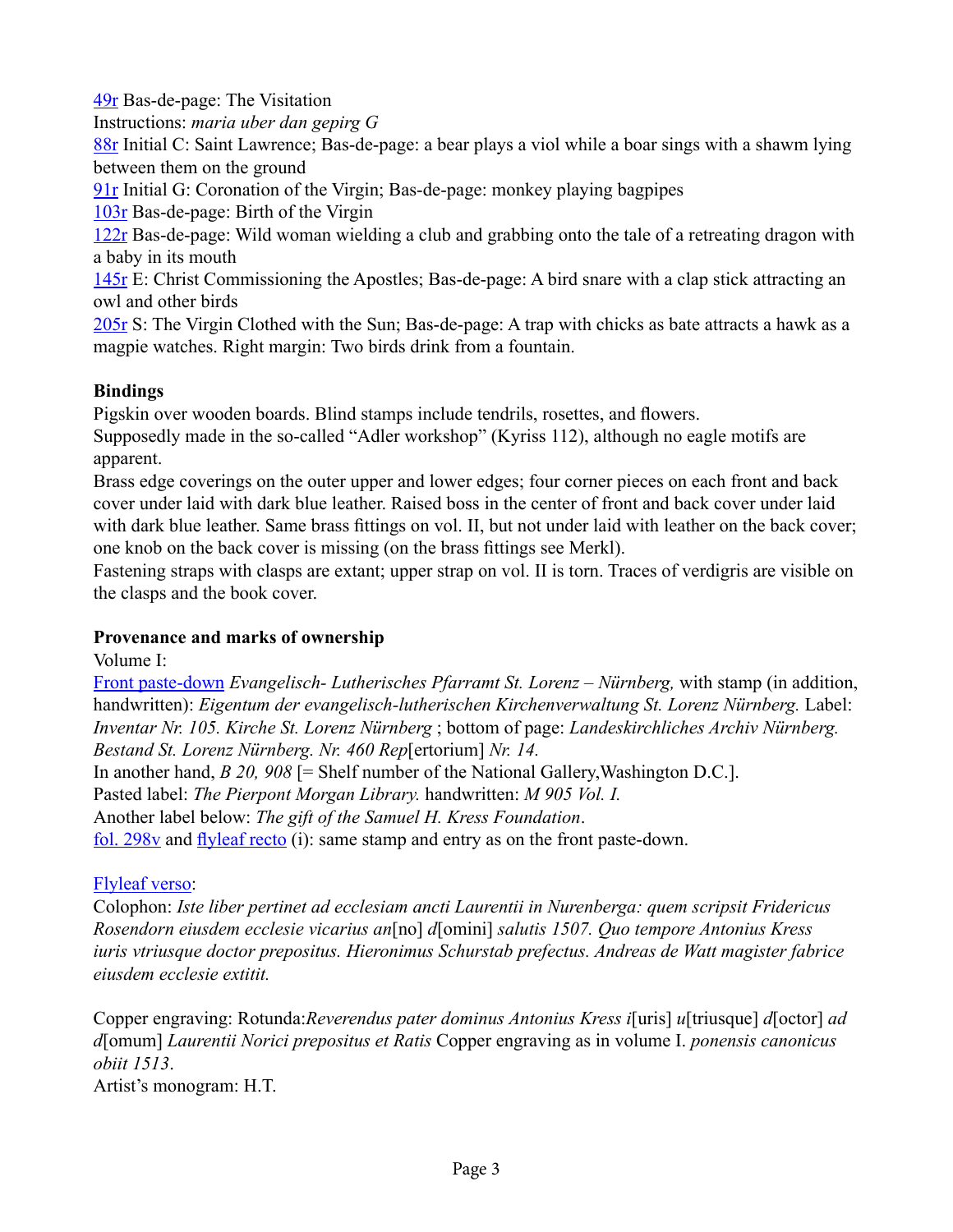49r Bas-de-page: The Visitation
Instructions: *maria uber dan gepirg G*
88r Initial C: Saint Lawrence; Bas-de-page: a bear plays a viol while a boar sings with a shawm lying between them on the ground
91r Initial G: Coronation of the Virgin; Bas-de-page: monkey playing bagpipes
103r Bas-de-page: Birth of the Virgin
122r Bas-de-page: Wild woman wielding a club and grabbing onto the tale of a retreating dragon with a baby in its mouth
145r E: Christ Commissioning the Apostles; Bas-de-page: A bird snare with a clap stick attracting an owl and other birds
205r S: The Virgin Clothed with the Sun; Bas-de-page: A trap with chicks as bate attracts a hawk as a magpie watches. Right margin: Two birds drink from a fountain.

**Bindings**
Pigskin over wooden boards. Blind stamps include tendrils, rosettes, and flowers.
Supposedly made in the so-called "Adler workshop" (Kyriss 112), although no eagle motifs are apparent.
Brass edge coverings on the outer upper and lower edges; four corner pieces on each front and back cover under laid with dark blue leather. Raised boss in the center of front and back cover under laid with dark blue leather. Same brass fittings on vol. II, but not under laid with leather on the back cover; one knob on the back cover is missing (on the brass fittings see Merkl).
Fastening straps with clasps are extant; upper strap on vol. II is torn. Traces of verdigris are visible on the clasps and the book cover.

**Provenance and marks of ownership**
Volume I:
Front paste-down *Evangelisch- Lutherisches Pfarramt St. Lorenz – Nürnberg,* with stamp (in addition, handwritten): *Eigentum der evangelisch-lutherischen Kirchenverwaltung St. Lorenz Nürnberg.* Label: *Inventar Nr. 105. Kirche St. Lorenz Nürnberg* ; bottom of page: *Landeskirchliches Archiv Nürnberg. Bestand St. Lorenz Nürnberg. Nr. 460 Rep*[ertorium] *Nr. 14.*
In another hand, *B 20, 908* [= Shelf number of the National Gallery,Washington D.C.].
Pasted label: *The Pierpont Morgan Library.* handwritten: *M 905 Vol. I.*
Another label below: *The gift of the Samuel H. Kress Foundation*.
fol. 298v and flyleaf recto (i): same stamp and entry as on the front paste-down.

Flyleaf verso:
Colophon: *Iste liber pertinet ad ecclesiam ancti Laurentii in Nurenberga: quem scripsit Fridericus Rosendorn eiusdem ecclesie vicarius an*[no] *d*[omini] *salutis 1507. Quo tempore Antonius Kress iuris vtriusque doctor prepositus. Hieronimus Schurstab prefectus. Andreas de Watt magister fabrice eiusdem ecclesie extitit.*

Copper engraving: Rotunda:*Reverendus pater dominus Antonius Kress i*[uris] *u*[triusque] *d*[octor] *ad d*[omum] *Laurentii Norici prepositus et Ratis* Copper engraving as in volume I. *ponensis canonicus obiit 1513*.
Artist's monogram: H.T.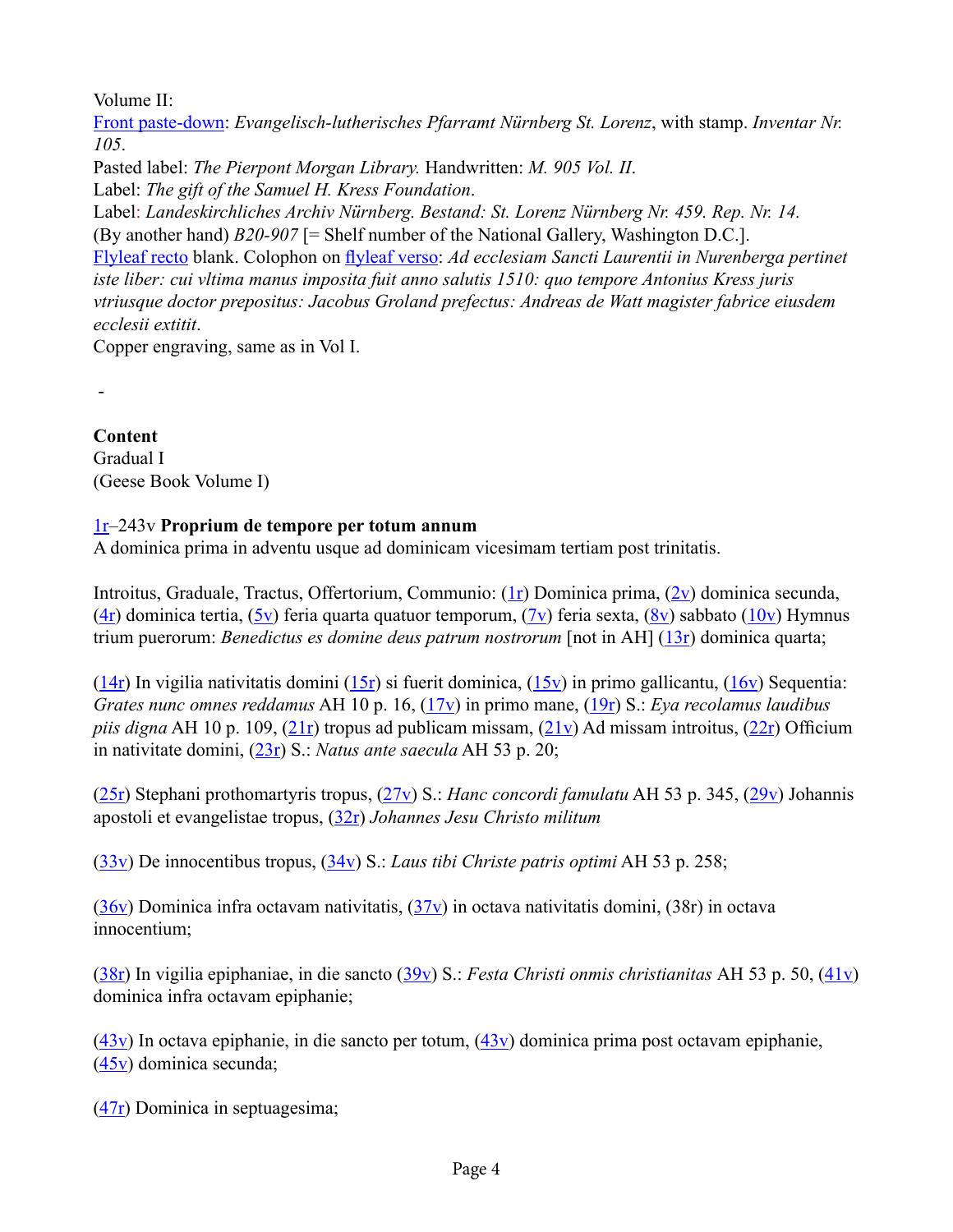Volume II:
Front paste-down: *Evangelisch-lutherisches Pfarramt Nürnberg St. Lorenz*, with stamp. *Inventar Nr. 105*.
Pasted label: *The Pierpont Morgan Library.* Handwritten: *M. 905 Vol. II*.
Label: *The gift of the Samuel H. Kress Foundation*.
Label: *Landeskirchliches Archiv Nürnberg. Bestand: St. Lorenz Nürnberg Nr. 459. Rep. Nr. 14.*
(By another hand) *B20-907* [= Shelf number of the National Gallery, Washington D.C.].
Flyleaf recto blank. Colophon on flyleaf verso: *Ad ecclesiam Sancti Laurentii in Nurenberga pertinet iste liber: cui vltima manus imposita fuit anno salutis 1510: quo tempore Antonius Kress juris vtriusque doctor prepositus: Jacobus Groland prefectus: Andreas de Watt magister fabrice eiusdem ecclesii extitit*.
Copper engraving, same as in Vol I.

-

**Content**
Gradual I
(Geese Book Volume I)

1r–243v **Proprium de tempore per totum annum**
A dominica prima in adventu usque ad dominicam vicesimam tertiam post trinitatis.

Introitus, Graduale, Tractus, Offertorium, Communio: (1r) Dominica prima, (2v) dominica secunda, (4r) dominica tertia, (5v) feria quarta quatuor temporum, (7v) feria sexta, (8v) sabbato (10v) Hymnus trium puerorum: *Benedictus es domine deus patrum nostrorum* [not in AH] (13r) dominica quarta;

(14r) In vigilia nativitatis domini (15r) si fuerit dominica, (15v) in primo gallicantu, (16v) Sequentia: *Grates nunc omnes reddamus* AH 10 p. 16, (17v) in primo mane, (19r) S.: *Eya recolamus laudibus piis digna* AH 10 p. 109, (21r) tropus ad publicam missam, (21v) Ad missam introitus, (22r) Officium in nativitate domini, (23r) S.: *Natus ante saecula* AH 53 p. 20;

(25r) Stephani prothomartyris tropus, (27v) S.: *Hanc concordi famulatu* AH 53 p. 345, (29v) Johannis apostoli et evangelistae tropus, (32r) *Johannes Jesu Christo militum*

(33v) De innocentibus tropus, (34v) S.: *Laus tibi Christe patris optimi* AH 53 p. 258;

(36v) Dominica infra octavam nativitatis, (37v) in octava nativitatis domini, (38r) in octava innocentium;

(38r) In vigilia epiphaniae, in die sancto (39v) S.: *Festa Christi onmis christianitas* AH 53 p. 50, (41v) dominica infra octavam epiphanie;

(43v) In octava epiphanie, in die sancto per totum, (43v) dominica prima post octavam epiphanie, (45v) dominica secunda;

(47r) Dominica in septuagesima;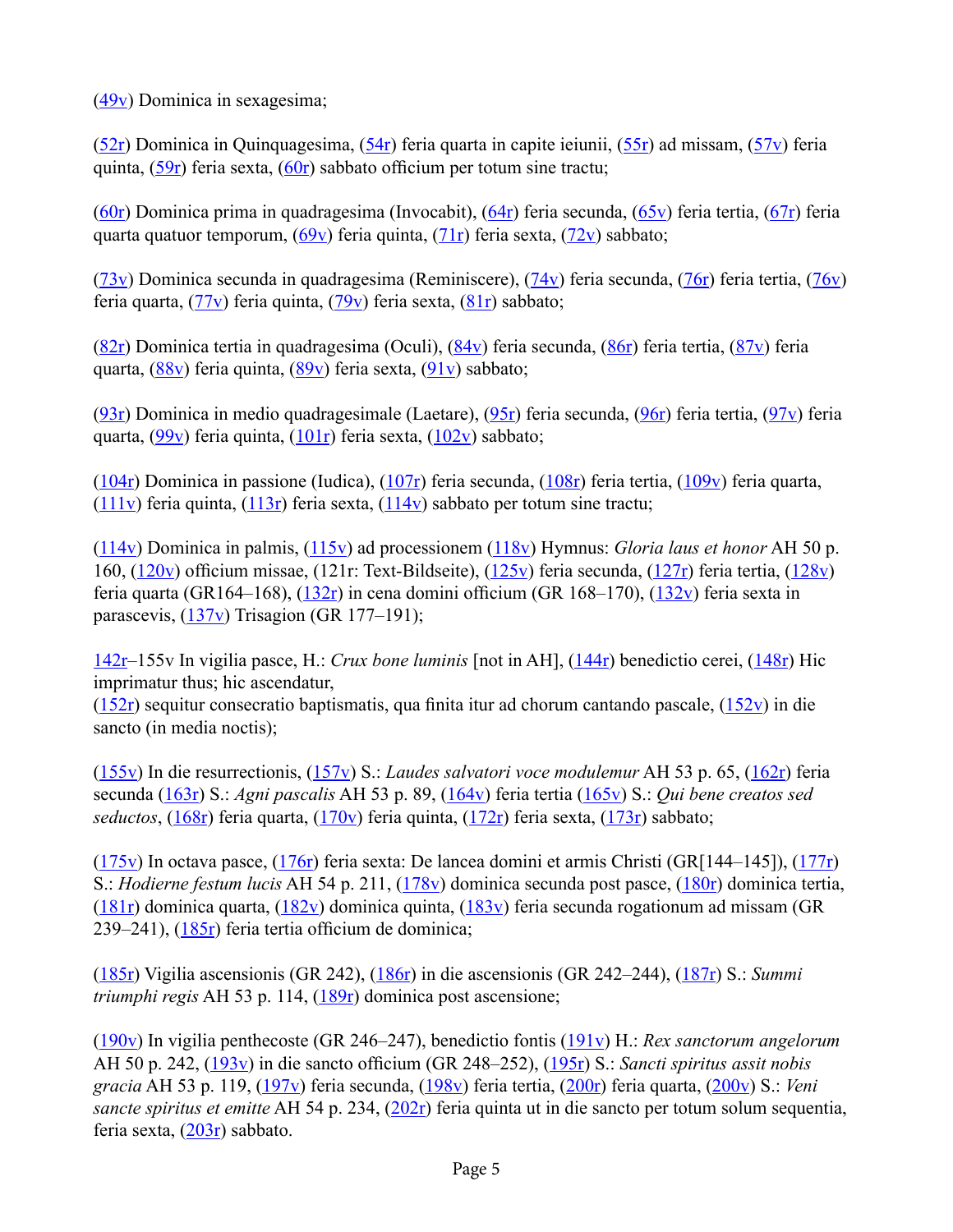(49v) Dominica in sexagesima;

(52r) Dominica in Quinquagesima, (54r) feria quarta in capite ieiunii, (55r) ad missam, (57v) feria quinta, (59r) feria sexta, (60r) sabbato officium per totum sine tractu;

(60r) Dominica prima in quadragesima (Invocabit), (64r) feria secunda, (65v) feria tertia, (67r) feria quarta quatuor temporum, (69v) feria quinta, (71r) feria sexta, (72v) sabbato;

(73v) Dominica secunda in quadragesima (Reminiscere), (74v) feria secunda, (76r) feria tertia, (76v) feria quarta, (77v) feria quinta, (79v) feria sexta, (81r) sabbato;

(82r) Dominica tertia in quadragesima (Oculi), (84v) feria secunda, (86r) feria tertia, (87v) feria quarta, (88v) feria quinta, (89v) feria sexta, (91v) sabbato;

(93r) Dominica in medio quadragesimale (Laetare), (95r) feria secunda, (96r) feria tertia, (97v) feria quarta, (99v) feria quinta, (101r) feria sexta, (102v) sabbato;

(104r) Dominica in passione (Iudica), (107r) feria secunda, (108r) feria tertia, (109v) feria quarta, (111v) feria quinta, (113r) feria sexta, (114v) sabbato per totum sine tractu;

(114v) Dominica in palmis, (115v) ad processionem (118v) Hymnus: *Gloria laus et honor* AH 50 p. 160, (120v) officium missae, (121r: Text-Bildseite), (125v) feria secunda, (127r) feria tertia, (128v) feria quarta (GR164–168), (132r) in cena domini officium (GR 168–170), (132v) feria sexta in parascevis, (137v) Trisagion (GR 177–191);

142r–155v In vigilia pasce, H.: *Crux bone luminis* [not in AH], (144r) benedictio cerei, (148r) Hic imprimatur thus; hic ascendatur,
(152r) sequitur consecratio baptismatis, qua finita itur ad chorum cantando pascale, (152v) in die sancto (in media noctis);

(155v) In die resurrectionis, (157v) S.: *Laudes salvatori voce modulemur* AH 53 p. 65, (162r) feria secunda (163r) S.: *Agni pascalis* AH 53 p. 89, (164v) feria tertia (165v) S.: *Qui bene creatos sed seductos*, (168r) feria quarta, (170v) feria quinta, (172r) feria sexta, (173r) sabbato;

(175v) In octava pasce, (176r) feria sexta: De lancea domini et armis Christi (GR[144–145]), (177r) S.: *Hodierne festum lucis* AH 54 p. 211, (178v) dominica secunda post pasce, (180r) dominica tertia, (181r) dominica quarta, (182v) dominica quinta, (183v) feria secunda rogationum ad missam (GR 239–241), (185r) feria tertia officium de dominica;

(185r) Vigilia ascensionis (GR 242), (186r) in die ascensionis (GR 242–244), (187r) S.: *Summi triumphi regis* AH 53 p. 114, (189r) dominica post ascensione;

(190v) In vigilia penthecoste (GR 246–247), benedictio fontis (191v) H.: *Rex sanctorum angelorum* AH 50 p. 242, (193v) in die sancto officium (GR 248–252), (195r) S.: *Sancti spiritus assit nobis gracia* AH 53 p. 119, (197v) feria secunda, (198v) feria tertia, (200r) feria quarta, (200v) S.: *Veni sancte spiritus et emitte* AH 54 p. 234, (202r) feria quinta ut in die sancto per totum solum sequentia, feria sexta, (203r) sabbato.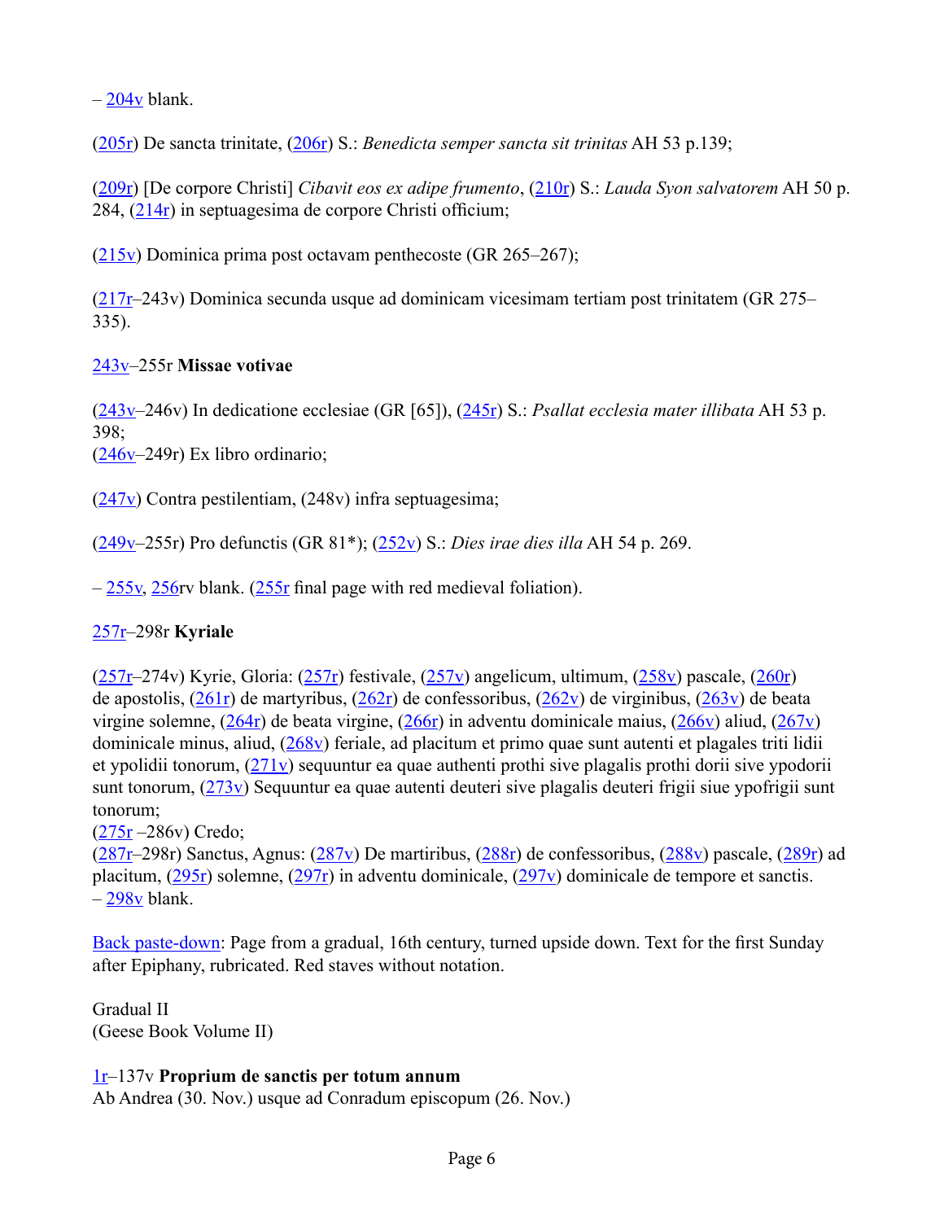– 204v blank.

(205r) De sancta trinitate, (206r) S.: *Benedicta semper sancta sit trinitas* AH 53 p.139;

(209r) [De corpore Christi] *Cibavit eos ex adipe frumento*, (210r) S.: *Lauda Syon salvatorem* AH 50 p. 284, (214r) in septuagesima de corpore Christi officium;

(215v) Dominica prima post octavam penthecoste (GR 265–267);

(217r–243v) Dominica secunda usque ad dominicam vicesimam tertiam post trinitatem (GR 275–335).

243v–255r **Missae votivae**

(243v–246v) In dedicatione ecclesiae (GR [65]), (245r) S.: *Psallat ecclesia mater illibata* AH 53 p. 398;
(246v–249r) Ex libro ordinario;

(247v) Contra pestilentiam, (248v) infra septuagesima;

(249v–255r) Pro defunctis (GR 81*); (252v) S.: *Dies irae dies illa* AH 54 p. 269.

– 255v, 256rv blank. (255r final page with red medieval foliation).

257r–298r **Kyriale**

(257r–274v) Kyrie, Gloria: (257r) festivale, (257v) angelicum, ultimum, (258v) pascale, (260r) de apostolis, (261r) de martyribus, (262r) de confessoribus, (262v) de virginibus, (263v) de beata virgine solemne, (264r) de beata virgine, (266r) in adventu dominicale maius, (266v) aliud, (267v) dominicale minus, aliud, (268v) feriale, ad placitum et primo quae sunt autenti et plagales triti lidii et ypolidii tonorum, (271v) sequuntur ea quae authenti prothi sive plagalis prothi dorii sive ypodorii sunt tonorum, (273v) Sequuntur ea quae autenti deuteri sive plagalis deuteri frigii siue ypofrigii sunt tonorum;
(275r –286v) Credo;
(287r–298r) Sanctus, Agnus: (287v) De martiribus, (288r) de confessoribus, (288v) pascale, (289r) ad placitum, (295r) solemne, (297r) in adventu dominicale, (297v) dominicale de tempore et sanctis.
– 298v blank.

Back paste-down: Page from a gradual, 16th century, turned upside down. Text for the first Sunday after Epiphany, rubricated. Red staves without notation.

Gradual II
(Geese Book Volume II)

1r–137v **Proprium de sanctis per totum annum**
Ab Andrea (30. Nov.) usque ad Conradum episcopum (26. Nov.)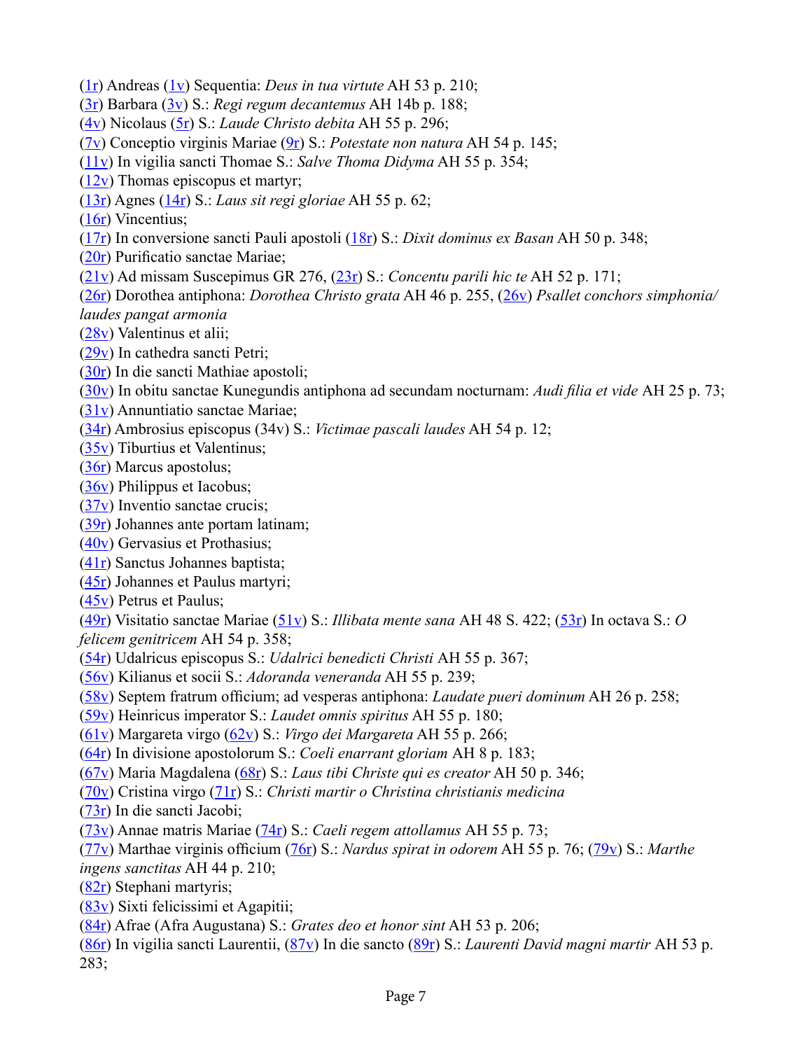(1r) Andreas (1v) Sequentia: *Deus in tua virtute* AH 53 p. 210;
(3r) Barbara (3v) S.: *Regi regum decantemus* AH 14b p. 188;
(4v) Nicolaus (5r) S.: *Laude Christo debita* AH 55 p. 296;
(7v) Conceptio virginis Mariae (9r) S.: *Potestate non natura* AH 54 p. 145;
(11v) In vigilia sancti Thomae S.: *Salve Thoma Didyma* AH 55 p. 354;
(12v) Thomas episcopus et martyr;
(13r) Agnes (14r) S.: *Laus sit regi gloriae* AH 55 p. 62;
(16r) Vincentius;
(17r) In conversione sancti Pauli apostoli (18r) S.: *Dixit dominus ex Basan* AH 50 p. 348;
(20r) Purificatio sanctae Mariae;
(21v) Ad missam Suscepimus GR 276, (23r) S.: *Concentu parili hic te* AH 52 p. 171;
(26r) Dorothea antiphona: *Dorothea Christo grata* AH 46 p. 255, (26v) *Psallet conchors simphonia/ laudes pangat armonia*
(28v) Valentinus et alii;
(29v) In cathedra sancti Petri;
(30r) In die sancti Mathiae apostoli;
(30v) In obitu sanctae Kunegundis antiphona ad secundam nocturnam: *Audi filia et vide* AH 25 p. 73;
(31v) Annuntiatio sanctae Mariae;
(34r) Ambrosius episcopus (34v) S.: *Victimae pascali laudes* AH 54 p. 12;
(35v) Tiburtius et Valentinus;
(36r) Marcus apostolus;
(36v) Philippus et Iacobus;
(37v) Inventio sanctae crucis;
(39r) Johannes ante portam latinam;
(40v) Gervasius et Prothasius;
(41r) Sanctus Johannes baptista;
(45r) Johannes et Paulus martyri;
(45v) Petrus et Paulus;
(49r) Visitatio sanctae Mariae (51v) S.: *Illibata mente sana* AH 48 S. 422; (53r) In octava S.: *O felicem genitricem* AH 54 p. 358;
(54r) Udalricus episcopus S.: *Udalrici benedicti Christi* AH 55 p. 367;
(56v) Kilianus et socii S.: *Adoranda veneranda* AH 55 p. 239;
(58v) Septem fratrum officium; ad vesperas antiphona: *Laudate pueri dominum* AH 26 p. 258;
(59v) Heinricus imperator S.: *Laudet omnis spiritus* AH 55 p. 180;
(61v) Margareta virgo (62v) S.: *Virgo dei Margareta* AH 55 p. 266;
(64r) In divisione apostolorum S.: *Coeli enarrant gloriam* AH 8 p. 183;
(67v) Maria Magdalena (68r) S.: *Laus tibi Christe qui es creator* AH 50 p. 346;
(70v) Cristina virgo (71r) S.: *Christi martir o Christina christianis medicina*
(73r) In die sancti Jacobi;
(73v) Annae matris Mariae (74r) S.: *Caeli regem attollamus* AH 55 p. 73;
(77v) Marthae virginis officium (76r) S.: *Nardus spirat in odorem* AH 55 p. 76; (79v) S.: *Marthe ingens sanctitas* AH 44 p. 210;
(82r) Stephani martyris;
(83v) Sixti felicissimi et Agapitii;
(84r) Afrae (Afra Augustana) S.: *Grates deo et honor sint* AH 53 p. 206;
(86r) In vigilia sancti Laurentii, (87v) In die sancto (89r) S.: *Laurenti David magni martir* AH 53 p. 283;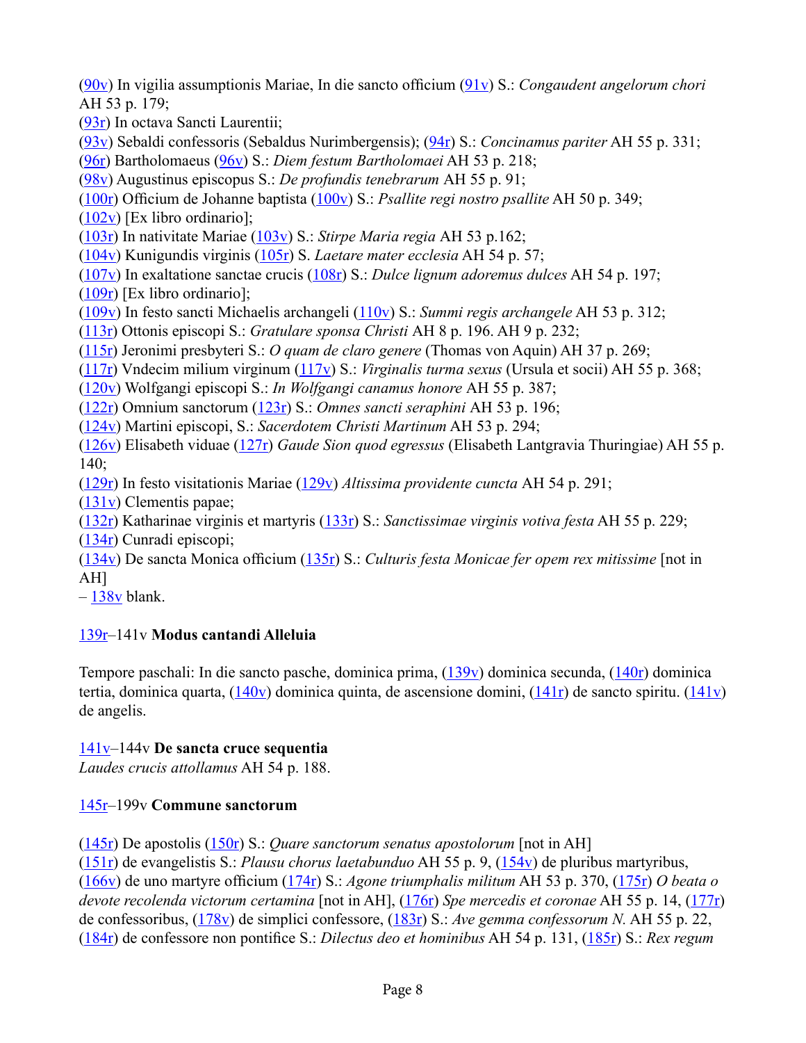(90v) In vigilia assumptionis Mariae, In die sancto officium (91v) S.: *Congaudent angelorum chori* AH 53 p. 179;
(93r) In octava Sancti Laurentii;
(93v) Sebaldi confessoris (Sebaldus Nurimbergensis); (94r) S.: *Concinamus pariter* AH 55 p. 331;
(96r) Bartholomaeus (96v) S.: *Diem festum Bartholomaei* AH 53 p. 218;
(98v) Augustinus episcopus S.: *De profundis tenebrarum* AH 55 p. 91;
(100r) Officium de Johanne baptista (100v) S.: *Psallite regi nostro psallite* AH 50 p. 349;
(102v) [Ex libro ordinario];
(103r) In nativitate Mariae (103v) S.: *Stirpe Maria regia* AH 53 p.162;
(104v) Kunigundis virginis (105r) S. *Laetare mater ecclesia* AH 54 p. 57;
(107v) In exaltatione sanctae crucis (108r) S.: *Dulce lignum adoremus dulces* AH 54 p. 197;
(109r) [Ex libro ordinario];
(109v) In festo sancti Michaelis archangeli (110v) S.: *Summi regis archangele* AH 53 p. 312;
(113r) Ottonis episcopi S.: *Gratulare sponsa Christi* AH 8 p. 196. AH 9 p. 232;
(115r) Jeronimi presbyteri S.: *O quam de claro genere* (Thomas von Aquin) AH 37 p. 269;
(117r) Vndecim milium virginum (117v) S.: *Virginalis turma sexus* (Ursula et socii) AH 55 p. 368;
(120v) Wolfgangi episcopi S.: *In Wolfgangi canamus honore* AH 55 p. 387;
(122r) Omnium sanctorum (123r) S.: *Omnes sancti seraphini* AH 53 p. 196;
(124v) Martini episcopi, S.: *Sacerdotem Christi Martinum* AH 53 p. 294;
(126v) Elisabeth viduae (127r) *Gaude Sion quod egressus* (Elisabeth Langtgravia Thuringiae) AH 55 p. 140;
(129r) In festo visitationis Mariae (129v) *Altissima providente cuncta* AH 54 p. 291;
(131v) Clementis papae;
(132r) Katharinae virginis et martyris (133r) S.: *Sanctissimae virginis votiva festa* AH 55 p. 229;
(134r) Cunradi episcopi;
(134v) De sancta Monica officium (135r) S.: *Culturis festa Monicae fer opem rex mitissime* [not in AH]
– 138v blank.

139r–141v **Modus cantandi Alleluia**

Tempore paschali: In die sancto pasche, dominica prima, (139v) dominica secunda, (140r) dominica tertia, dominica quarta, (140v) dominica quinta, de ascensione domini, (141r) de sancto spiritu. (141v) de angelis.

141v–144v **De sancta cruce sequentia**
*Laudes crucis attollamus* AH 54 p. 188.

145r–199v **Commune sanctorum**

(145r) De apostolis (150r) S.: *Quare sanctorum senatus apostolorum* [not in AH]
(151r) de evangelistis S.: *Plausu chorus laetabunduo* AH 55 p. 9, (154v) de pluribus martyribus, (166v) de uno martyre officium (174r) S.: *Agone triumphalis militum* AH 53 p. 370, (175r) *O beata o devote recolenda victorum certamina* [not in AH], (176r) *Spe mercedis et coronae* AH 55 p. 14, (177r) de confessoribus, (178v) de simplici confessore, (183r) S.: *Ave gemma confessorum N.* AH 55 p. 22, (184r) de confessore non pontifice S.: *Dilectus deo et hominibus* AH 54 p. 131, (185r) S.: *Rex regum*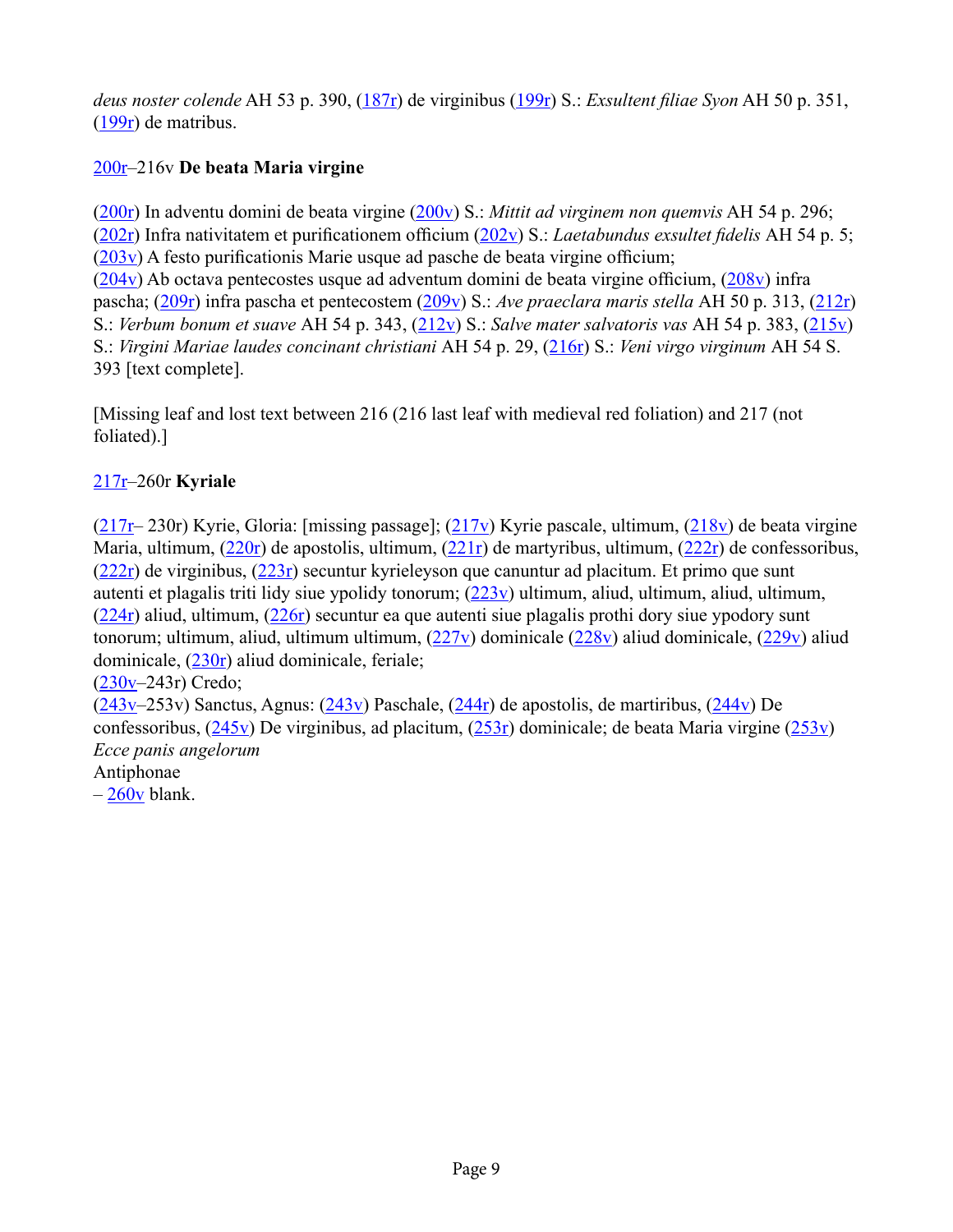*deus noster colende* AH 53 p. 390, (187r) de virginibus (199r) S.: *Exsultent filiae Syon* AH 50 p. 351, (199r) de matribus.

200r–216v **De beata Maria virgine**

(200r) In adventu domini de beata virgine (200v) S.: *Mittit ad virginem non quemvis* AH 54 p. 296; (202r) Infra nativitatem et purificationem officium (202v) S.: *Laetabundus exsultet fidelis* AH 54 p. 5; (203v) A festo purificationis Marie usque ad pasche de beata virgine officium;
(204v) Ab octava pentecostes usque ad adventum domini de beata virgine officium, (208v) infra pascha; (209r) infra pascha et pentecostem (209v) S.: *Ave praeclara maris stella* AH 50 p. 313, (212r) S.: *Verbum bonum et suave* AH 54 p. 343, (212v) S.: *Salve mater salvatoris vas* AH 54 p. 383, (215v) S.: *Virgini Mariae laudes concinant christiani* AH 54 p. 29, (216r) S.: *Veni virgo virginum* AH 54 S. 393 [text complete].

[Missing leaf and lost text between 216 (216 last leaf with medieval red foliation) and 217 (not foliated).]

217r–260r **Kyriale**

(217r– 230r) Kyrie, Gloria: [missing passage]; (217v) Kyrie pascale, ultimum, (218v) de beata virgine Maria, ultimum, (220r) de apostolis, ultimum, (221r) de martyribus, ultimum, (222r) de confessoribus, (222r) de virginibus, (223r) secuntur kyrieleyson que canuntur ad placitum. Et primo que sunt autenti et plagalis triti lidy siue ypolidy tonorum; (223v) ultimum, aliud, ultimum, aliud, ultimum, (224r) aliud, ultimum, (226r) secuntur ea que autenti siue plagalis prothi dory siue ypodory sunt tonorum; ultimum, aliud, ultimum ultimum, (227v) dominicale (228v) aliud dominicale, (229v) aliud dominicale, (230r) aliud dominicale, feriale;
(230v–243r) Credo;
(243v–253v) Sanctus, Agnus: (243v) Paschale, (244r) de apostolis, de martiribus, (244v) De confessoribus, (245v) De virginibus, ad placitum, (253r) dominicale; de beata Maria virgine (253v) *Ecce panis angelorum*
Antiphonae
– 260v blank.